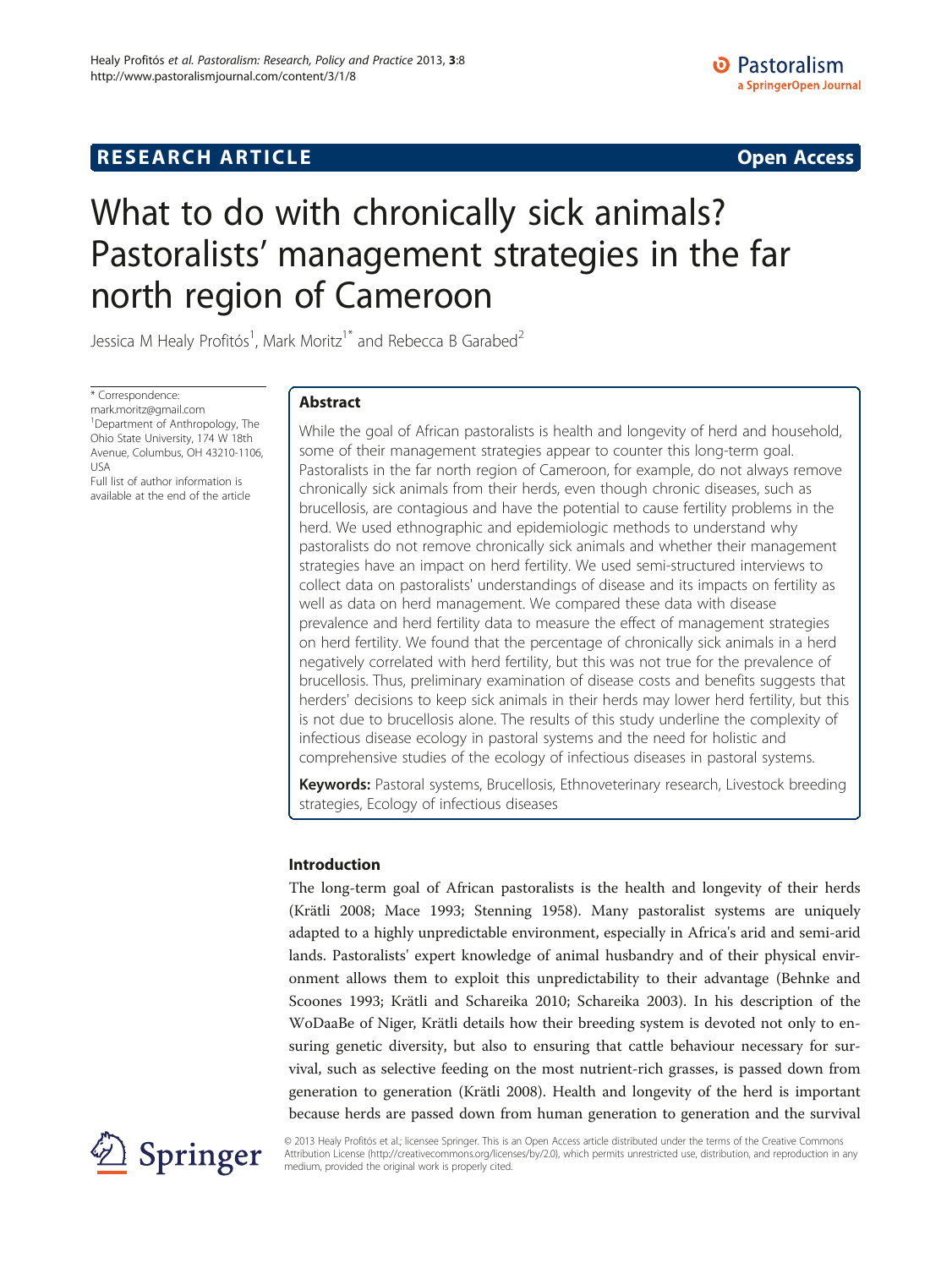RESEARCH ARTICLE Open Access

# What to do with chronically sick animals? Pastoralists' management strategies in the far north region of Cameroon

Jessica M Healy Profitós[1], Mark Moritz[1*] and Rebecca B Garabed[2]

\* Correspondence: mark.moritz@gmail.com
[1]Department of Anthropology, The Ohio State University, 174 W 18th Avenue, Columbus, OH 43210-1106, USA
Full list of author information is available at the end of the article

## Abstract

While the goal of African pastoralists is health and longevity of herd and household, some of their management strategies appear to counter this long-term goal. Pastoralists in the far north region of Cameroon, for example, do not always remove chronically sick animals from their herds, even though chronic diseases, such as brucellosis, are contagious and have the potential to cause fertility problems in the herd. We used ethnographic and epidemiologic methods to understand why pastoralists do not remove chronically sick animals and whether their management strategies have an impact on herd fertility. We used semi-structured interviews to collect data on pastoralists' understandings of disease and its impacts on fertility as well as data on herd management. We compared these data with disease prevalence and herd fertility data to measure the effect of management strategies on herd fertility. We found that the percentage of chronically sick animals in a herd negatively correlated with herd fertility, but this was not true for the prevalence of brucellosis. Thus, preliminary examination of disease costs and benefits suggests that herders' decisions to keep sick animals in their herds may lower herd fertility, but this is not due to brucellosis alone. The results of this study underline the complexity of infectious disease ecology in pastoral systems and the need for holistic and comprehensive studies of the ecology of infectious diseases in pastoral systems.

**Keywords:** Pastoral systems, Brucellosis, Ethnoveterinary research, Livestock breeding strategies, Ecology of infectious diseases

## Introduction

The long-term goal of African pastoralists is the health and longevity of their herds (Krätli 2008; Mace 1993; Stenning 1958). Many pastoralist systems are uniquely adapted to a highly unpredictable environment, especially in Africa's arid and semi-arid lands. Pastoralists' expert knowledge of animal husbandry and of their physical environment allows them to exploit this unpredictability to their advantage (Behnke and Scoones 1993; Krätli and Schareika 2010; Schareika 2003). In his description of the WoDaaBe of Niger, Krätli details how their breeding system is devoted not only to ensuring genetic diversity, but also to ensuring that cattle behaviour necessary for survival, such as selective feeding on the most nutrient-rich grasses, is passed down from generation to generation (Krätli 2008). Health and longevity of the herd is important because herds are passed down from human generation to generation and the survival

© 2013 Healy Profitós et al.; licensee Springer. This is an Open Access article distributed under the terms of the Creative Commons Attribution License (http://creativecommons.org/licenses/by/2.0), which permits unrestricted use, distribution, and reproduction in any medium, provided the original work is properly cited.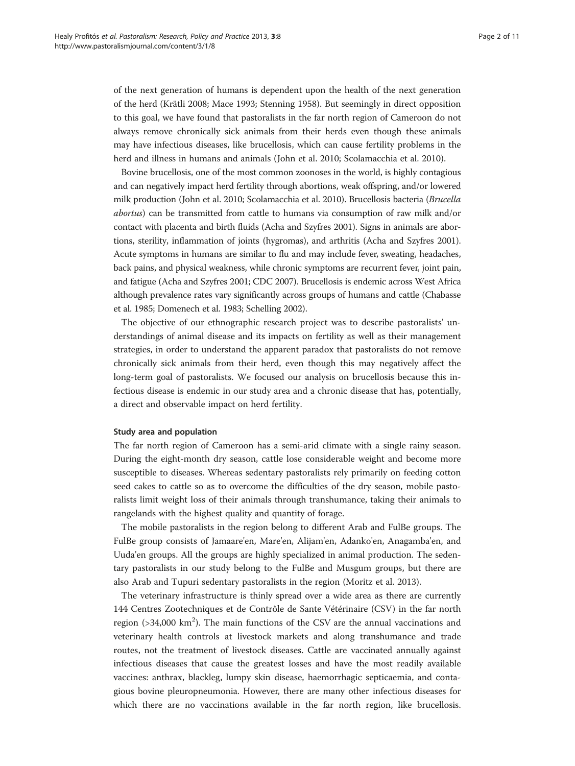of the next generation of humans is dependent upon the health of the next generation of the herd (Krätli 2008; Mace 1993; Stenning 1958). But seemingly in direct opposition to this goal, we have found that pastoralists in the far north region of Cameroon do not always remove chronically sick animals from their herds even though these animals may have infectious diseases, like brucellosis, which can cause fertility problems in the herd and illness in humans and animals (John et al. 2010; Scolamacchia et al. 2010).

Bovine brucellosis, one of the most common zoonoses in the world, is highly contagious and can negatively impact herd fertility through abortions, weak offspring, and/or lowered milk production (John et al. 2010; Scolamacchia et al. 2010). Brucellosis bacteria (*Brucella abortus*) can be transmitted from cattle to humans via consumption of raw milk and/or contact with placenta and birth fluids (Acha and Szyfres 2001). Signs in animals are abortions, sterility, inflammation of joints (hygromas), and arthritis (Acha and Szyfres 2001). Acute symptoms in humans are similar to flu and may include fever, sweating, headaches, back pains, and physical weakness, while chronic symptoms are recurrent fever, joint pain, and fatigue (Acha and Szyfres 2001; CDC 2007). Brucellosis is endemic across West Africa although prevalence rates vary significantly across groups of humans and cattle (Chabasse et al. 1985; Domenech et al. 1983; Schelling 2002).

The objective of our ethnographic research project was to describe pastoralists' understandings of animal disease and its impacts on fertility as well as their management strategies, in order to understand the apparent paradox that pastoralists do not remove chronically sick animals from their herd, even though this may negatively affect the long-term goal of pastoralists. We focused our analysis on brucellosis because this infectious disease is endemic in our study area and a chronic disease that has, potentially, a direct and observable impact on herd fertility.

### Study area and population

The far north region of Cameroon has a semi-arid climate with a single rainy season. During the eight-month dry season, cattle lose considerable weight and become more susceptible to diseases. Whereas sedentary pastoralists rely primarily on feeding cotton seed cakes to cattle so as to overcome the difficulties of the dry season, mobile pastoralists limit weight loss of their animals through transhumance, taking their animals to rangelands with the highest quality and quantity of forage.

The mobile pastoralists in the region belong to different Arab and FulBe groups. The FulBe group consists of Jamaare'en, Mare'en, Alijam'en, Adanko'en, Anagamba'en, and Uuda'en groups. All the groups are highly specialized in animal production. The sedentary pastoralists in our study belong to the FulBe and Musgum groups, but there are also Arab and Tupuri sedentary pastoralists in the region (Moritz et al. 2013).

The veterinary infrastructure is thinly spread over a wide area as there are currently 144 Centres Zootechniques et de Contrôle de Sante Vétérinaire (CSV) in the far north region (>34,000 km$^2$). The main functions of the CSV are the annual vaccinations and veterinary health controls at livestock markets and along transhumance and trade routes, not the treatment of livestock diseases. Cattle are vaccinated annually against infectious diseases that cause the greatest losses and have the most readily available vaccines: anthrax, blackleg, lumpy skin disease, haemorrhagic septicaemia, and contagious bovine pleuropneumonia. However, there are many other infectious diseases for which there are no vaccinations available in the far north region, like brucellosis.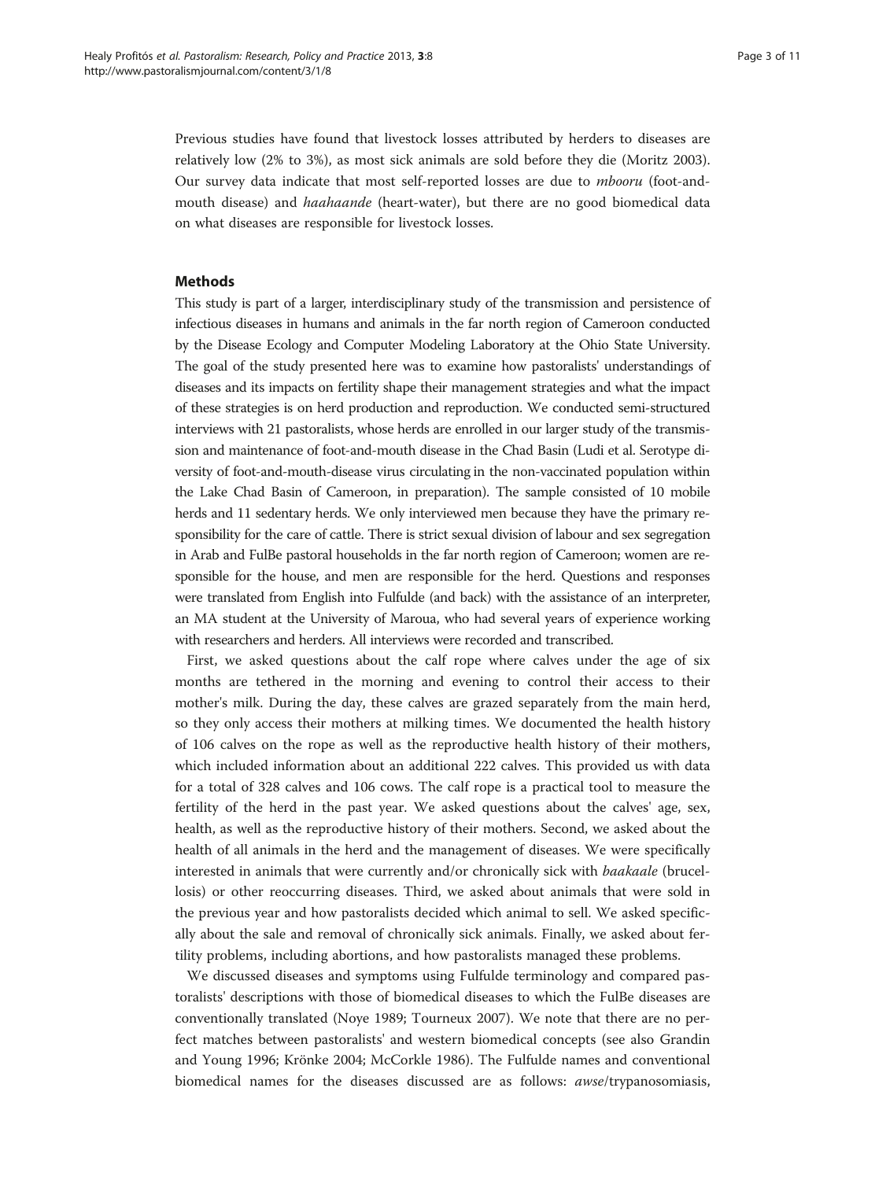Previous studies have found that livestock losses attributed by herders to diseases are relatively low (2% to 3%), as most sick animals are sold before they die (Moritz 2003). Our survey data indicate that most self-reported losses are due to *mbooru* (foot-and-mouth disease) and *haahaande* (heart-water), but there are no good biomedical data on what diseases are responsible for livestock losses.

## Methods

This study is part of a larger, interdisciplinary study of the transmission and persistence of infectious diseases in humans and animals in the far north region of Cameroon conducted by the Disease Ecology and Computer Modeling Laboratory at the Ohio State University. The goal of the study presented here was to examine how pastoralists' understandings of diseases and its impacts on fertility shape their management strategies and what the impact of these strategies is on herd production and reproduction. We conducted semi-structured interviews with 21 pastoralists, whose herds are enrolled in our larger study of the transmission and maintenance of foot-and-mouth disease in the Chad Basin (Ludi et al. Serotype diversity of foot-and-mouth-disease virus circulating in the non-vaccinated population within the Lake Chad Basin of Cameroon, in preparation). The sample consisted of 10 mobile herds and 11 sedentary herds. We only interviewed men because they have the primary responsibility for the care of cattle. There is strict sexual division of labour and sex segregation in Arab and FulBe pastoral households in the far north region of Cameroon; women are responsible for the house, and men are responsible for the herd. Questions and responses were translated from English into Fulfulde (and back) with the assistance of an interpreter, an MA student at the University of Maroua, who had several years of experience working with researchers and herders. All interviews were recorded and transcribed.

First, we asked questions about the calf rope where calves under the age of six months are tethered in the morning and evening to control their access to their mother's milk. During the day, these calves are grazed separately from the main herd, so they only access their mothers at milking times. We documented the health history of 106 calves on the rope as well as the reproductive health history of their mothers, which included information about an additional 222 calves. This provided us with data for a total of 328 calves and 106 cows. The calf rope is a practical tool to measure the fertility of the herd in the past year. We asked questions about the calves' age, sex, health, as well as the reproductive history of their mothers. Second, we asked about the health of all animals in the herd and the management of diseases. We were specifically interested in animals that were currently and/or chronically sick with *baakaale* (brucellosis) or other reoccurring diseases. Third, we asked about animals that were sold in the previous year and how pastoralists decided which animal to sell. We asked specifically about the sale and removal of chronically sick animals. Finally, we asked about fertility problems, including abortions, and how pastoralists managed these problems.

We discussed diseases and symptoms using Fulfulde terminology and compared pastoralists' descriptions with those of biomedical diseases to which the FulBe diseases are conventionally translated (Noye 1989; Tourneux 2007). We note that there are no perfect matches between pastoralists' and western biomedical concepts (see also Grandin and Young 1996; Krönke 2004; McCorkle 1986). The Fulfulde names and conventional biomedical names for the diseases discussed are as follows: *awse*/trypanosomiasis,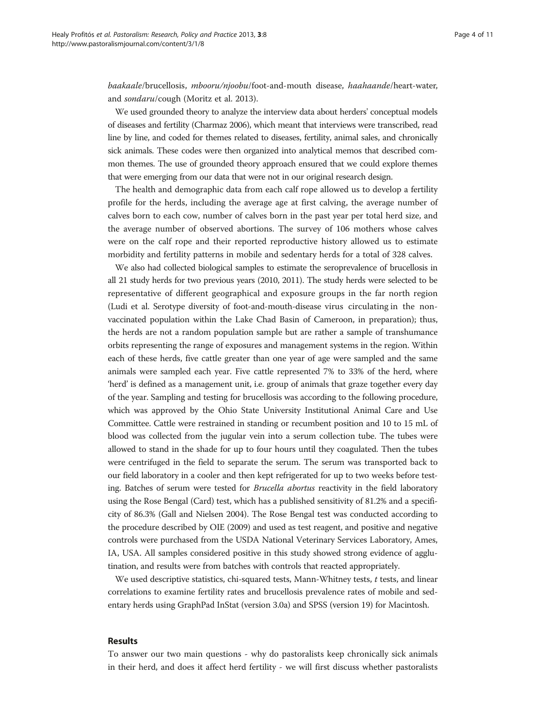*baakaale*/brucellosis, *mbooru/njoobu*/foot-and-mouth disease, *haahaande*/heart-water, and *sondaru*/cough (Moritz et al. 2013).

We used grounded theory to analyze the interview data about herders' conceptual models of diseases and fertility (Charmaz 2006), which meant that interviews were transcribed, read line by line, and coded for themes related to diseases, fertility, animal sales, and chronically sick animals. These codes were then organized into analytical memos that described common themes. The use of grounded theory approach ensured that we could explore themes that were emerging from our data that were not in our original research design.

The health and demographic data from each calf rope allowed us to develop a fertility profile for the herds, including the average age at first calving, the average number of calves born to each cow, number of calves born in the past year per total herd size, and the average number of observed abortions. The survey of 106 mothers whose calves were on the calf rope and their reported reproductive history allowed us to estimate morbidity and fertility patterns in mobile and sedentary herds for a total of 328 calves.

We also had collected biological samples to estimate the seroprevalence of brucellosis in all 21 study herds for two previous years (2010, 2011). The study herds were selected to be representative of different geographical and exposure groups in the far north region (Ludi et al. Serotype diversity of foot-and-mouth-disease virus circulating in the non-vaccinated population within the Lake Chad Basin of Cameroon, in preparation); thus, the herds are not a random population sample but are rather a sample of transhumance orbits representing the range of exposures and management systems in the region. Within each of these herds, five cattle greater than one year of age were sampled and the same animals were sampled each year. Five cattle represented 7% to 33% of the herd, where 'herd' is defined as a management unit, i.e. group of animals that graze together every day of the year. Sampling and testing for brucellosis was according to the following procedure, which was approved by the Ohio State University Institutional Animal Care and Use Committee. Cattle were restrained in standing or recumbent position and 10 to 15 mL of blood was collected from the jugular vein into a serum collection tube. The tubes were allowed to stand in the shade for up to four hours until they coagulated. Then the tubes were centrifuged in the field to separate the serum. The serum was transported back to our field laboratory in a cooler and then kept refrigerated for up to two weeks before testing. Batches of serum were tested for *Brucella abortus* reactivity in the field laboratory using the Rose Bengal (Card) test, which has a published sensitivity of 81.2% and a specificity of 86.3% (Gall and Nielsen 2004). The Rose Bengal test was conducted according to the procedure described by OIE (2009) and used as test reagent, and positive and negative controls were purchased from the USDA National Veterinary Services Laboratory, Ames, IA, USA. All samples considered positive in this study showed strong evidence of agglutination, and results were from batches with controls that reacted appropriately.

We used descriptive statistics, chi-squared tests, Mann-Whitney tests, *t* tests, and linear correlations to examine fertility rates and brucellosis prevalence rates of mobile and sedentary herds using GraphPad InStat (version 3.0a) and SPSS (version 19) for Macintosh.

## Results

To answer our two main questions - why do pastoralists keep chronically sick animals in their herd, and does it affect herd fertility - we will first discuss whether pastoralists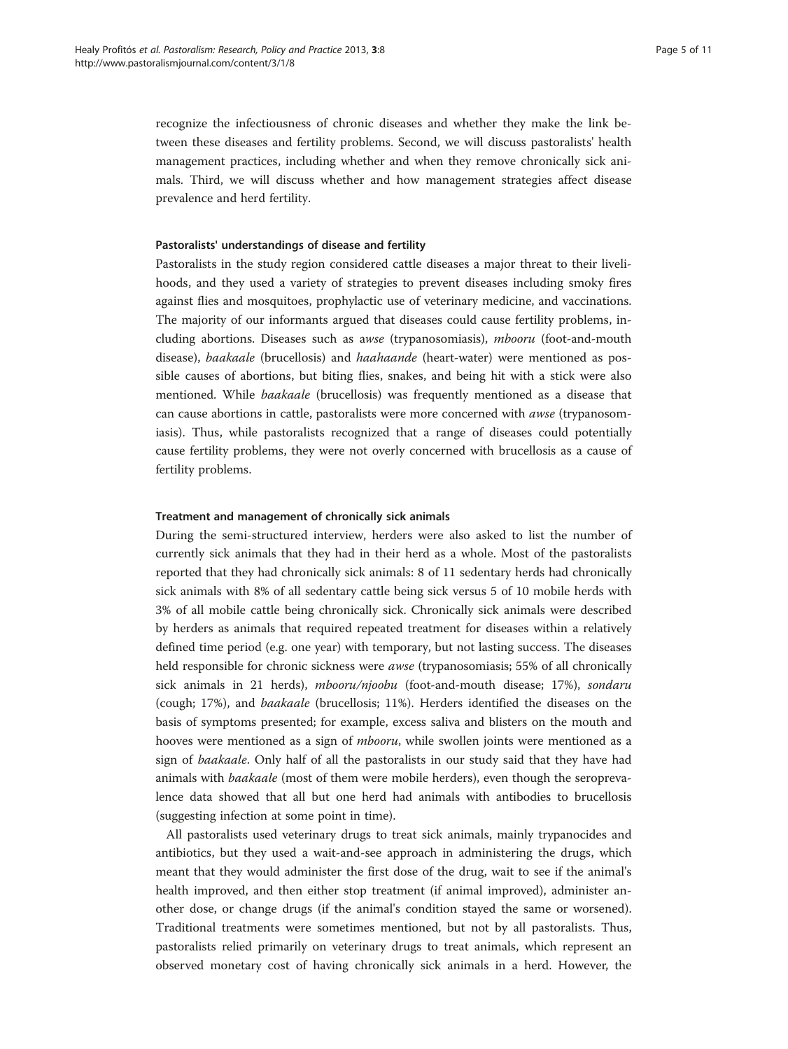recognize the infectiousness of chronic diseases and whether they make the link between these diseases and fertility problems. Second, we will discuss pastoralists' health management practices, including whether and when they remove chronically sick animals. Third, we will discuss whether and how management strategies affect disease prevalence and herd fertility.

#### Pastoralists' understandings of disease and fertility

Pastoralists in the study region considered cattle diseases a major threat to their livelihoods, and they used a variety of strategies to prevent diseases including smoky fires against flies and mosquitoes, prophylactic use of veterinary medicine, and vaccinations. The majority of our informants argued that diseases could cause fertility problems, including abortions. Diseases such as a*wse* (trypanosomiasis), *mbooru* (foot-and-mouth disease), *baakaale* (brucellosis) and *haahaande* (heart-water) were mentioned as possible causes of abortions, but biting flies, snakes, and being hit with a stick were also mentioned. While *baakaale* (brucellosis) was frequently mentioned as a disease that can cause abortions in cattle, pastoralists were more concerned with *awse* (trypanosomiasis). Thus, while pastoralists recognized that a range of diseases could potentially cause fertility problems, they were not overly concerned with brucellosis as a cause of fertility problems.

#### Treatment and management of chronically sick animals

During the semi-structured interview, herders were also asked to list the number of currently sick animals that they had in their herd as a whole. Most of the pastoralists reported that they had chronically sick animals: 8 of 11 sedentary herds had chronically sick animals with 8% of all sedentary cattle being sick versus 5 of 10 mobile herds with 3% of all mobile cattle being chronically sick. Chronically sick animals were described by herders as animals that required repeated treatment for diseases within a relatively defined time period (e.g. one year) with temporary, but not lasting success. The diseases held responsible for chronic sickness were *awse* (trypanosomiasis; 55% of all chronically sick animals in 21 herds), *mbooru/njoobu* (foot-and-mouth disease; 17%), *sondaru* (cough; 17%), and *baakaale* (brucellosis; 11%). Herders identified the diseases on the basis of symptoms presented; for example, excess saliva and blisters on the mouth and hooves were mentioned as a sign of *mbooru*, while swollen joints were mentioned as a sign of *baakaale*. Only half of all the pastoralists in our study said that they have had animals with *baakaale* (most of them were mobile herders), even though the seroprevalence data showed that all but one herd had animals with antibodies to brucellosis (suggesting infection at some point in time).

All pastoralists used veterinary drugs to treat sick animals, mainly trypanocides and antibiotics, but they used a wait-and-see approach in administering the drugs, which meant that they would administer the first dose of the drug, wait to see if the animal's health improved, and then either stop treatment (if animal improved), administer another dose, or change drugs (if the animal's condition stayed the same or worsened). Traditional treatments were sometimes mentioned, but not by all pastoralists. Thus, pastoralists relied primarily on veterinary drugs to treat animals, which represent an observed monetary cost of having chronically sick animals in a herd. However, the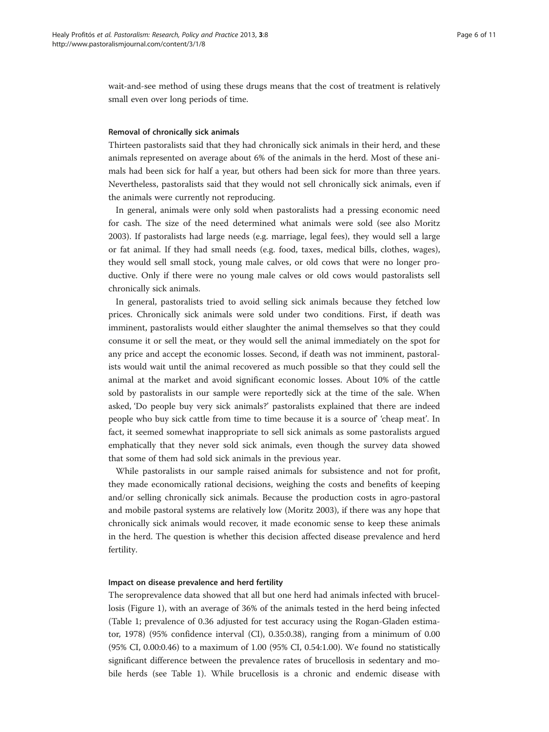wait-and-see method of using these drugs means that the cost of treatment is relatively small even over long periods of time.

### Removal of chronically sick animals

Thirteen pastoralists said that they had chronically sick animals in their herd, and these animals represented on average about 6% of the animals in the herd. Most of these animals had been sick for half a year, but others had been sick for more than three years. Nevertheless, pastoralists said that they would not sell chronically sick animals, even if the animals were currently not reproducing.

In general, animals were only sold when pastoralists had a pressing economic need for cash. The size of the need determined what animals were sold (see also Moritz 2003). If pastoralists had large needs (e.g. marriage, legal fees), they would sell a large or fat animal. If they had small needs (e.g. food, taxes, medical bills, clothes, wages), they would sell small stock, young male calves, or old cows that were no longer productive. Only if there were no young male calves or old cows would pastoralists sell chronically sick animals.

In general, pastoralists tried to avoid selling sick animals because they fetched low prices. Chronically sick animals were sold under two conditions. First, if death was imminent, pastoralists would either slaughter the animal themselves so that they could consume it or sell the meat, or they would sell the animal immediately on the spot for any price and accept the economic losses. Second, if death was not imminent, pastoralists would wait until the animal recovered as much possible so that they could sell the animal at the market and avoid significant economic losses. About 10% of the cattle sold by pastoralists in our sample were reportedly sick at the time of the sale. When asked, 'Do people buy very sick animals?' pastoralists explained that there are indeed people who buy sick cattle from time to time because it is a source of' 'cheap meat'. In fact, it seemed somewhat inappropriate to sell sick animals as some pastoralists argued emphatically that they never sold sick animals, even though the survey data showed that some of them had sold sick animals in the previous year.

While pastoralists in our sample raised animals for subsistence and not for profit, they made economically rational decisions, weighing the costs and benefits of keeping and/or selling chronically sick animals. Because the production costs in agro-pastoral and mobile pastoral systems are relatively low (Moritz 2003), if there was any hope that chronically sick animals would recover, it made economic sense to keep these animals in the herd. The question is whether this decision affected disease prevalence and herd fertility.

### Impact on disease prevalence and herd fertility

The seroprevalence data showed that all but one herd had animals infected with brucellosis (Figure 1), with an average of 36% of the animals tested in the herd being infected (Table 1; prevalence of 0.36 adjusted for test accuracy using the Rogan-Gladen estimator, 1978) (95% confidence interval (CI), 0.35:0.38), ranging from a minimum of 0.00 (95% CI, 0.00:0.46) to a maximum of 1.00 (95% CI, 0.54:1.00). We found no statistically significant difference between the prevalence rates of brucellosis in sedentary and mobile herds (see Table 1). While brucellosis is a chronic and endemic disease with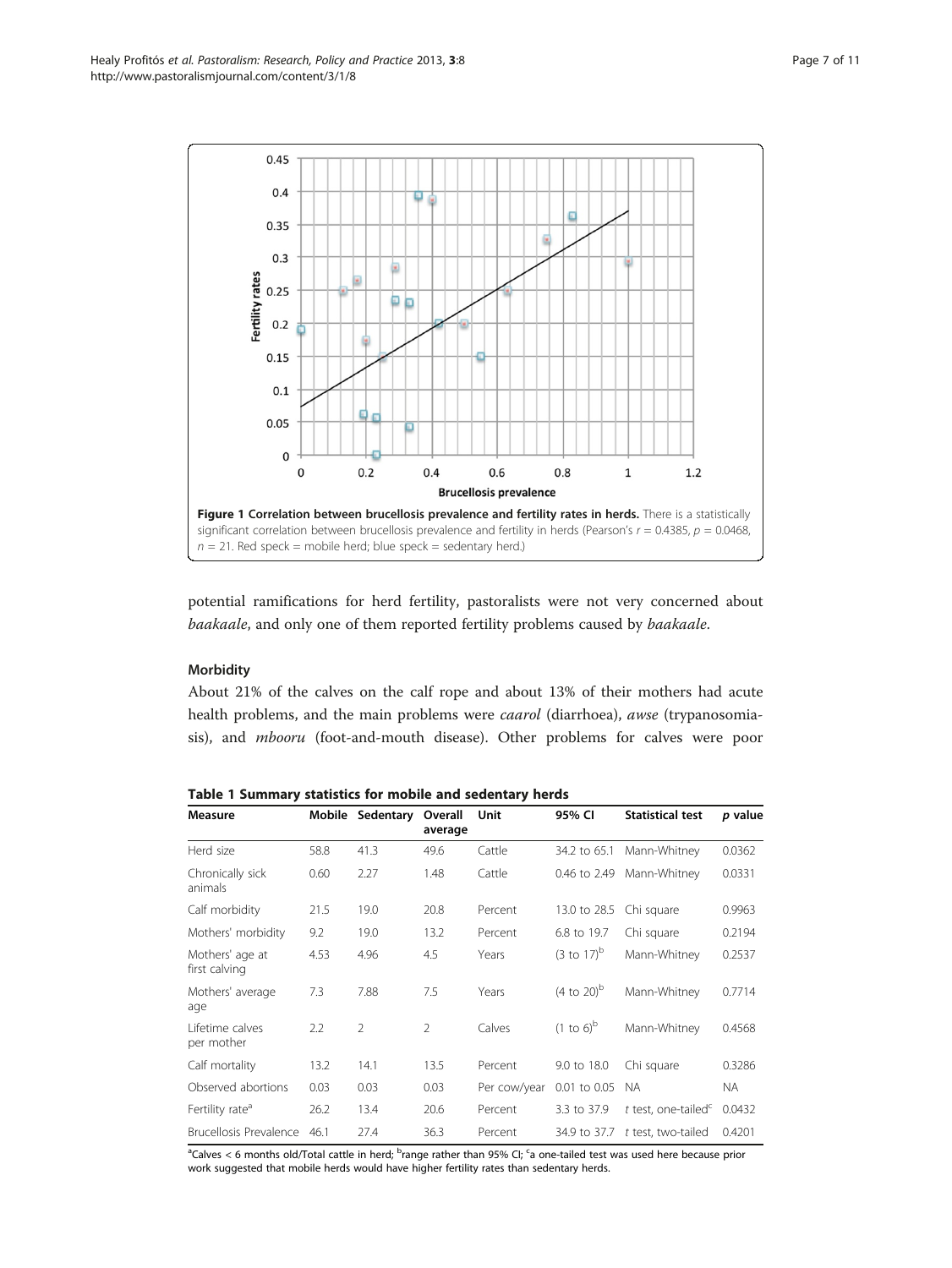0.45
0.4
0.35
0.3
0.25
0.2
0.15
0.1
0.05
0

0
0.2
0.4
0.6
0.8
1
1.2

Fertility rates

Brucellosis prevalence

**Figure 1 Correlation between brucellosis prevalence and fertility rates in herds.** There is a statistically significant correlation between brucellosis prevalence and fertility in herds (Pearson's $r = 0.4385$, $p = 0.0468$, $n = 21$. Red speck = mobile herd; blue speck = sedentary herd.)

potential ramifications for herd fertility, pastoralists were not very concerned about *baakaale*, and only one of them reported fertility problems caused by *baakaale*.

### Morbidity

About 21% of the calves on the calf rope and about 13% of their mothers had acute health problems, and the main problems were *caarol* (diarrhoea), *awse* (trypanosomiasis), and *mbooru* (foot-and-mouth disease). Other problems for calves were poor

**Table 1 Summary statistics for mobile and sedentary herds**

| Measure | Mobile | Sedentary | Overall average | Unit | 95% CI | Statistical test | *p* value |
|---|---|---|---|---|---|---|---|
| Herd size | 58.8 | 41.3 | 49.6 | Cattle | 34.2 to 65.1 | Mann-Whitney | 0.0362 |
| Chronically sick animals | 0.60 | 2.27 | 1.48 | Cattle | 0.46 to 2.49 | Mann-Whitney | 0.0331 |
| Calf morbidity | 21.5 | 19.0 | 20.8 | Percent | 13.0 to 28.5 | Chi square | 0.9963 |
| Mothers' morbidity | 9.2 | 19.0 | 13.2 | Percent | 6.8 to 19.7 | Chi square | 0.2194 |
| Mothers' age at first calving | 4.53 | 4.96 | 4.5 | Years | (3 to 17)[b] | Mann-Whitney | 0.2537 |
| Mothers' average age | 7.3 | 7.88 | 7.5 | Years | (4 to 20)[b] | Mann-Whitney | 0.7714 |
| Lifetime calves per mother | 2.2 | 2 | 2 | Calves | (1 to 6)[b] | Mann-Whitney | 0.4568 |
| Calf mortality | 13.2 | 14.1 | 13.5 | Percent | 9.0 to 18.0 | Chi square | 0.3286 |
| Observed abortions | 0.03 | 0.03 | 0.03 | Per cow/year | 0.01 to 0.05 | NA | NA |
| Fertility rate[a] | 26.2 | 13.4 | 20.6 | Percent | 3.3 to 37.9 | *t* test, one-tailed[c] | 0.0432 |
| Brucellosis Prevalence | 46.1 | 27.4 | 36.3 | Percent | 34.9 to 37.7 | *t* test, two-tailed | 0.4201 |

[a]Calves < 6 months old/Total cattle in herd; [b]range rather than 95% CI; [c]a one-tailed test was used here because prior work suggested that mobile herds would have higher fertility rates than sedentary herds.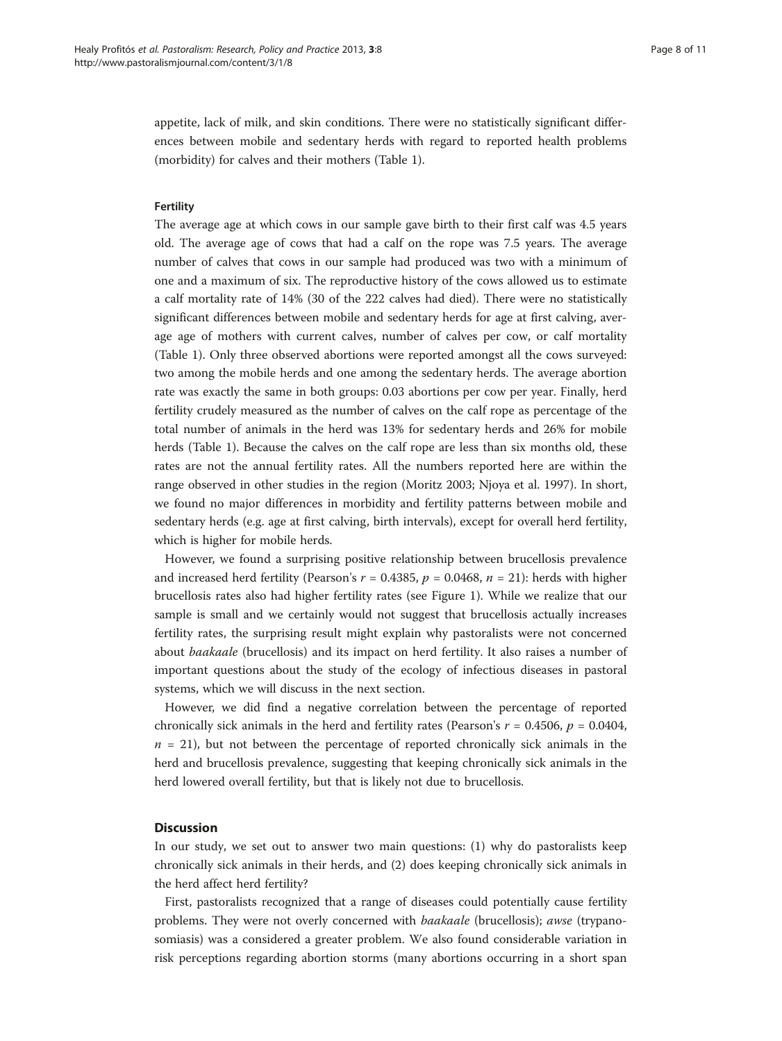appetite, lack of milk, and skin conditions. There were no statistically significant differences between mobile and sedentary herds with regard to reported health problems (morbidity) for calves and their mothers (Table 1).

#### Fertility

The average age at which cows in our sample gave birth to their first calf was 4.5 years old. The average age of cows that had a calf on the rope was 7.5 years. The average number of calves that cows in our sample had produced was two with a minimum of one and a maximum of six. The reproductive history of the cows allowed us to estimate a calf mortality rate of 14% (30 of the 222 calves had died). There were no statistically significant differences between mobile and sedentary herds for age at first calving, average age of mothers with current calves, number of calves per cow, or calf mortality (Table 1). Only three observed abortions were reported amongst all the cows surveyed: two among the mobile herds and one among the sedentary herds. The average abortion rate was exactly the same in both groups: 0.03 abortions per cow per year. Finally, herd fertility crudely measured as the number of calves on the calf rope as percentage of the total number of animals in the herd was 13% for sedentary herds and 26% for mobile herds (Table 1). Because the calves on the calf rope are less than six months old, these rates are not the annual fertility rates. All the numbers reported here are within the range observed in other studies in the region (Moritz 2003; Njoya et al. 1997). In short, we found no major differences in morbidity and fertility patterns between mobile and sedentary herds (e.g. age at first calving, birth intervals), except for overall herd fertility, which is higher for mobile herds.

However, we found a surprising positive relationship between brucellosis prevalence and increased herd fertility (Pearson's $r = 0.4385$, $p = 0.0468$, $n = 21$): herds with higher brucellosis rates also had higher fertility rates (see Figure 1). While we realize that our sample is small and we certainly would not suggest that brucellosis actually increases fertility rates, the surprising result might explain why pastoralists were not concerned about *baakaale* (brucellosis) and its impact on herd fertility. It also raises a number of important questions about the study of the ecology of infectious diseases in pastoral systems, which we will discuss in the next section.

However, we did find a negative correlation between the percentage of reported chronically sick animals in the herd and fertility rates (Pearson's $r = 0.4506$, $p = 0.0404$, $n = 21$), but not between the percentage of reported chronically sick animals in the herd and brucellosis prevalence, suggesting that keeping chronically sick animals in the herd lowered overall fertility, but that is likely not due to brucellosis.

## Discussion

In our study, we set out to answer two main questions: (1) why do pastoralists keep chronically sick animals in their herds, and (2) does keeping chronically sick animals in the herd affect herd fertility?

First, pastoralists recognized that a range of diseases could potentially cause fertility problems. They were not overly concerned with *baakaale* (brucellosis); *awse* (trypanosomiasis) was a considered a greater problem. We also found considerable variation in risk perceptions regarding abortion storms (many abortions occurring in a short span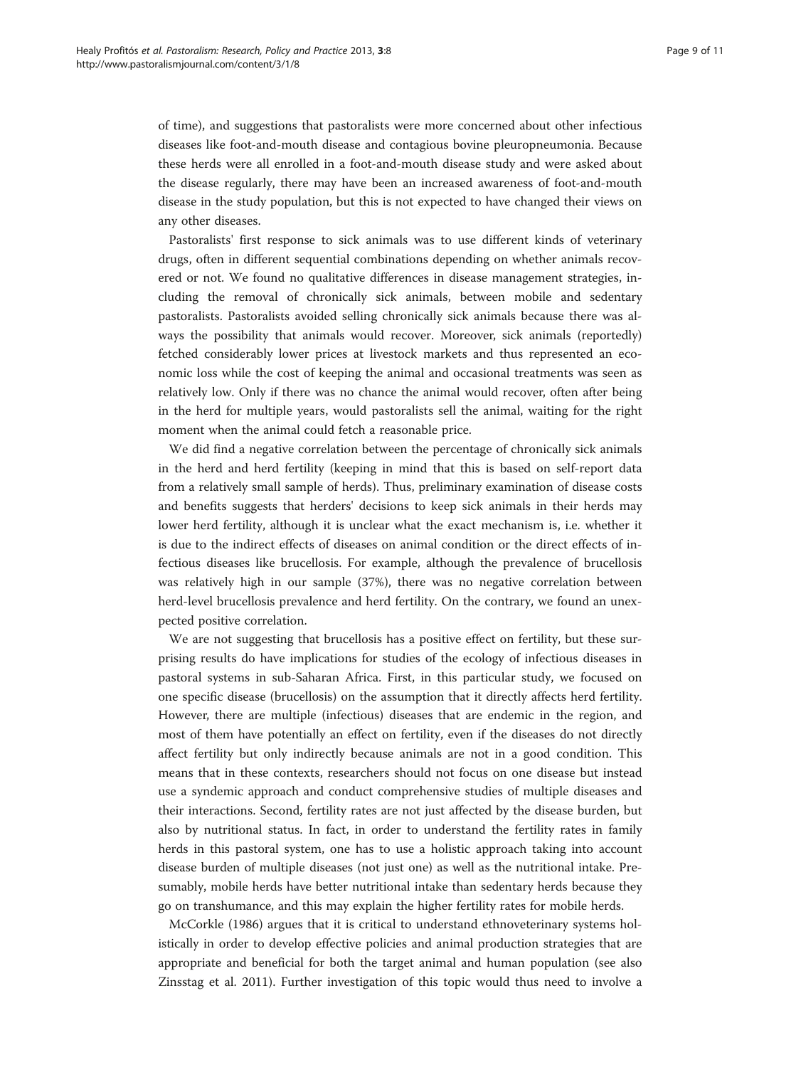of time), and suggestions that pastoralists were more concerned about other infectious diseases like foot-and-mouth disease and contagious bovine pleuropneumonia. Because these herds were all enrolled in a foot-and-mouth disease study and were asked about the disease regularly, there may have been an increased awareness of foot-and-mouth disease in the study population, but this is not expected to have changed their views on any other diseases.

Pastoralists' first response to sick animals was to use different kinds of veterinary drugs, often in different sequential combinations depending on whether animals recovered or not. We found no qualitative differences in disease management strategies, including the removal of chronically sick animals, between mobile and sedentary pastoralists. Pastoralists avoided selling chronically sick animals because there was always the possibility that animals would recover. Moreover, sick animals (reportedly) fetched considerably lower prices at livestock markets and thus represented an economic loss while the cost of keeping the animal and occasional treatments was seen as relatively low. Only if there was no chance the animal would recover, often after being in the herd for multiple years, would pastoralists sell the animal, waiting for the right moment when the animal could fetch a reasonable price.

We did find a negative correlation between the percentage of chronically sick animals in the herd and herd fertility (keeping in mind that this is based on self-report data from a relatively small sample of herds). Thus, preliminary examination of disease costs and benefits suggests that herders' decisions to keep sick animals in their herds may lower herd fertility, although it is unclear what the exact mechanism is, i.e. whether it is due to the indirect effects of diseases on animal condition or the direct effects of infectious diseases like brucellosis. For example, although the prevalence of brucellosis was relatively high in our sample (37%), there was no negative correlation between herd-level brucellosis prevalence and herd fertility. On the contrary, we found an unexpected positive correlation.

We are not suggesting that brucellosis has a positive effect on fertility, but these surprising results do have implications for studies of the ecology of infectious diseases in pastoral systems in sub-Saharan Africa. First, in this particular study, we focused on one specific disease (brucellosis) on the assumption that it directly affects herd fertility. However, there are multiple (infectious) diseases that are endemic in the region, and most of them have potentially an effect on fertility, even if the diseases do not directly affect fertility but only indirectly because animals are not in a good condition. This means that in these contexts, researchers should not focus on one disease but instead use a syndemic approach and conduct comprehensive studies of multiple diseases and their interactions. Second, fertility rates are not just affected by the disease burden, but also by nutritional status. In fact, in order to understand the fertility rates in family herds in this pastoral system, one has to use a holistic approach taking into account disease burden of multiple diseases (not just one) as well as the nutritional intake. Presumably, mobile herds have better nutritional intake than sedentary herds because they go on transhumance, and this may explain the higher fertility rates for mobile herds.

McCorkle (1986) argues that it is critical to understand ethnoveterinary systems holistically in order to develop effective policies and animal production strategies that are appropriate and beneficial for both the target animal and human population (see also Zinsstag et al. 2011). Further investigation of this topic would thus need to involve a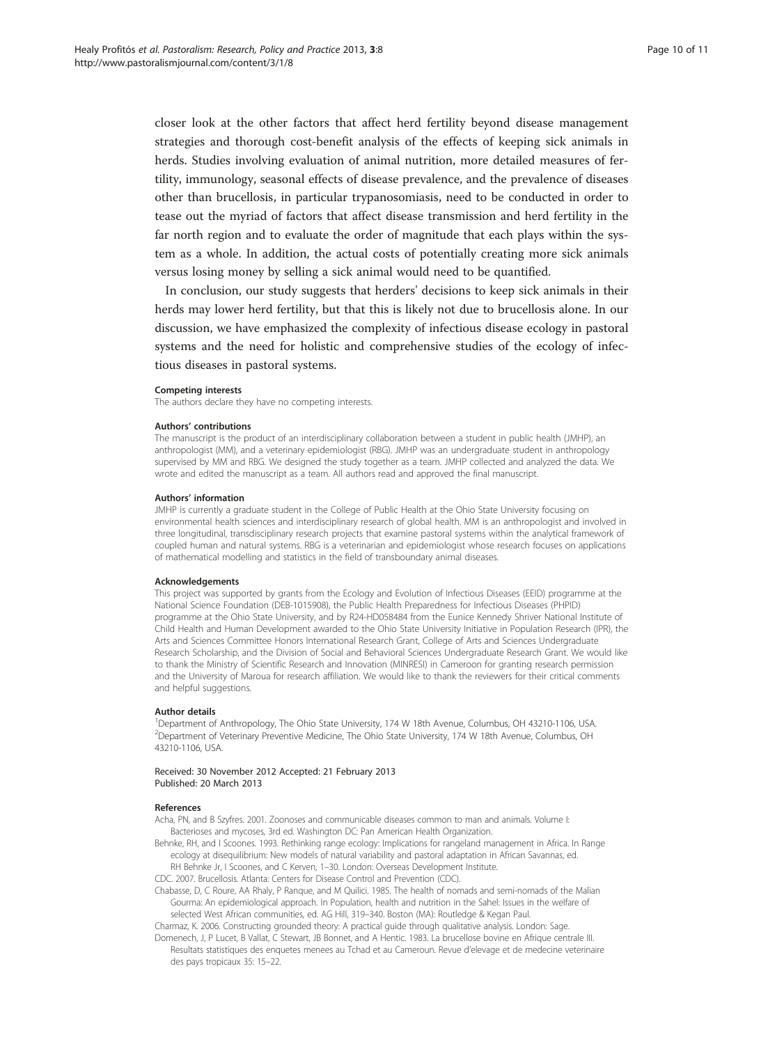closer look at the other factors that affect herd fertility beyond disease management strategies and thorough cost-benefit analysis of the effects of keeping sick animals in herds. Studies involving evaluation of animal nutrition, more detailed measures of fertility, immunology, seasonal effects of disease prevalence, and the prevalence of diseases other than brucellosis, in particular trypanosomiasis, need to be conducted in order to tease out the myriad of factors that affect disease transmission and herd fertility in the far north region and to evaluate the order of magnitude that each plays within the system as a whole. In addition, the actual costs of potentially creating more sick animals versus losing money by selling a sick animal would need to be quantified.

In conclusion, our study suggests that herders' decisions to keep sick animals in their herds may lower herd fertility, but that this is likely not due to brucellosis alone. In our discussion, we have emphasized the complexity of infectious disease ecology in pastoral systems and the need for holistic and comprehensive studies of the ecology of infectious diseases in pastoral systems.

#### Competing interests

The authors declare they have no competing interests.

#### Authors' contributions

The manuscript is the product of an interdisciplinary collaboration between a student in public health (JMHP), an anthropologist (MM), and a veterinary epidemiologist (RBG). JMHP was an undergraduate student in anthropology supervised by MM and RBG. We designed the study together as a team. JMHP collected and analyzed the data. We wrote and edited the manuscript as a team. All authors read and approved the final manuscript.

#### Authors' information

JMHP is currently a graduate student in the College of Public Health at the Ohio State University focusing on environmental health sciences and interdisciplinary research of global health. MM is an anthropologist and involved in three longitudinal, transdisciplinary research projects that examine pastoral systems within the analytical framework of coupled human and natural systems. RBG is a veterinarian and epidemiologist whose research focuses on applications of mathematical modelling and statistics in the field of transboundary animal diseases.

#### Acknowledgements

This project was supported by grants from the Ecology and Evolution of Infectious Diseases (EEID) programme at the National Science Foundation (DEB-1015908), the Public Health Preparedness for Infectious Diseases (PHPID) programme at the Ohio State University, and by R24-HD058484 from the Eunice Kennedy Shriver National Institute of Child Health and Human Development awarded to the Ohio State University Initiative in Population Research (IPR), the Arts and Sciences Committee Honors International Research Grant, College of Arts and Sciences Undergraduate Research Scholarship, and the Division of Social and Behavioral Sciences Undergraduate Research Grant. We would like to thank the Ministry of Scientific Research and Innovation (MINRESI) in Cameroon for granting research permission and the University of Maroua for research affiliation. We would like to thank the reviewers for their critical comments and helpful suggestions.

#### Author details

[1]Department of Anthropology, The Ohio State University, 174 W 18th Avenue, Columbus, OH 43210-1106, USA. [2]Department of Veterinary Preventive Medicine, The Ohio State University, 174 W 18th Avenue, Columbus, OH 43210-1106, USA.

Received: 30 November 2012 Accepted: 21 February 2013
Published: 20 March 2013

#### References

Acha, PN, and B Szyfres. 2001. Zoonoses and communicable diseases common to man and animals. Volume I: Bacterioses and mycoses, 3rd ed. Washington DC: Pan American Health Organization.

Behnke, RH, and I Scoones. 1993. Rethinking range ecology: Implications for rangeland management in Africa. In Range ecology at disequilibrium: New models of natural variability and pastoral adaptation in African Savannas, ed. RH Behnke Jr, I Scoones, and C Kerven, 1–30. London: Overseas Development Institute.

CDC. 2007. Brucellosis. Atlanta: Centers for Disease Control and Prevention (CDC).

Chabasse, D, C Roure, AA Rhaly, P Ranque, and M Quilici. 1985. The health of nomads and semi-nomads of the Malian Gourma: An epidemiological approach. In Population, health and nutrition in the Sahel: Issues in the welfare of selected West African communities, ed. AG Hill, 319–340. Boston (MA): Routledge & Kegan Paul.

Charmaz, K. 2006. Constructing grounded theory: A practical guide through qualitative analysis. London: Sage.

Domenech, J, P Lucet, B Vallat, C Stewart, JB Bonnet, and A Hentic. 1983. La brucellose bovine en Afrique centrale III. Resultats statistiques des enquetes menees au Tchad et au Cameroun. Revue d'elevage et de medecine veterinaire des pays tropicaux 35: 15–22.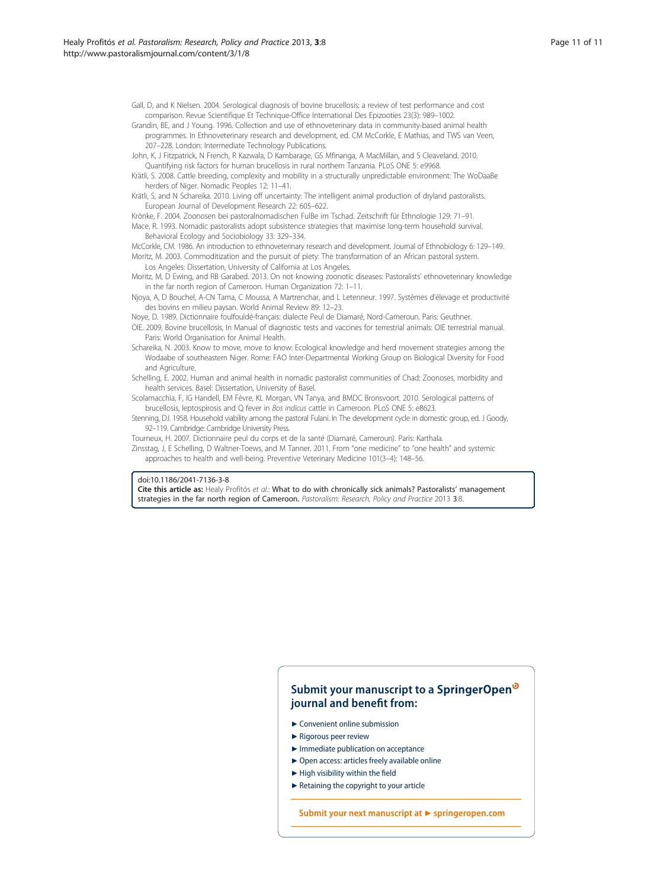Gall, D, and K Nielsen. 2004. Serological diagnosis of bovine brucellosis: a review of test performance and cost comparison. Revue Scientifique Et Technique-Office International Des Epizooties 23(3): 989–1002.

Grandin, BE, and J Young. 1996. Collection and use of ethnoveterinary data in community-based animal health programmes. In Ethnoveterinary research and development, ed. CM McCorkle, E Mathias, and TWS van Veen, 207–228. London: Intermediate Technology Publications.

John, K, J Fitzpatrick, N French, R Kazwala, D Kambarage, GS Mfinanga, A MacMillan, and S Cleaveland. 2010. Quantifying risk factors for human brucellosis in rural northern Tanzania. PLoS ONE 5: e9968.

Krätli, S. 2008. Cattle breeding, complexity and mobility in a structurally unpredictable environment: The WoDaaBe herders of Niger. Nomadic Peoples 12: 11–41.

Krätli, S, and N Schareika. 2010. Living off uncertainty: The intelligent animal production of dryland pastoralists. European Journal of Development Research 22: 605–622.

Krönke, F. 2004. Zoonosen bei pastoralnomadischen FulBe im Tschad. Zeitschrift für Ethnologie 129: 71–91.

Mace, R. 1993. Nomadic pastoralists adopt subsistence strategies that maximise long-term household survival. Behavioral Ecology and Sociobiology 33: 329–334.

McCorkle, CM. 1986. An introduction to ethnoveterinary research and development. Journal of Ethnobiology 6: 129–149.

Moritz, M. 2003. Commoditization and the pursuit of piety: The transformation of an African pastoral system. Los Angeles: Dissertation, University of California at Los Angeles.

Moritz, M, D Ewing, and RB Garabed. 2013. On not knowing zoonotic diseases: Pastoralists' ethnoveterinary knowledge in the far north region of Cameroon. Human Organization 72: 1–11.

Njoya, A, D Bouchel, A-CN Tama, C Moussa, A Martrenchar, and L Letenneur. 1997. Systèmes d'élevage et productivité des bovins en milieu paysan. World Animal Review 89: 12–23.

Noye, D. 1989. Dictionnaire foulfouldé-français: dialecte Peul de Diamaré, Nord-Cameroun. Paris: Geuthner.

OIE. 2009. Bovine brucellosis, In Manual of diagnostic tests and vaccines for terrestrial animals: OIE terrestrial manual. Paris: World Organisation for Animal Health.

Schareika, N. 2003. Know to move, move to know: Ecological knowledge and herd movement strategies among the Wodaabe of southeastern Niger. Rome: FAO Inter-Departmental Working Group on Biological Diversity for Food and Agriculture.

Schelling, E. 2002. Human and animal health in nomadic pastoralist communities of Chad: Zoonoses, morbidity and health services. Basel: Dissertation, University of Basel.

Scolamacchia, F, IG Handell, EM Fèvre, KL Morgan, VN Tanya, and BMDC Bronsvoort. 2010. Serological patterns of brucellosis, leptospirosis and Q fever in *Bos indicus* cattle in Cameroon. PLoS ONE 5: e8623.

Stenning, DJ. 1958. Household viability among the pastoral Fulani. In The development cycle in domestic group, ed. J Goody, 92–119. Cambridge: Cambridge University Press.

Tourneux, H. 2007. Dictionnaire peul du corps et de la santé (Diamaré, Cameroun). Paris: Karthala.

Zinsstag, J, E Schelling, D Waltner-Toews, and M Tanner. 2011. From "one medicine" to "one health" and systemic approaches to health and well-being. Preventive Veterinary Medicine 101(3–4): 148–56.

doi:10.1186/2041-7136-3-8

**Cite this article as:** Healy Profitós *et al.*: What to do with chronically sick animals? Pastoralists' management strategies in the far north region of Cameroon. *Pastoralism: Research, Policy and Practice* 2013 **3**:8.

**Submit your manuscript to a SpringerOpen journal and benefit from:**

- ► Convenient online submission
- ► Rigorous peer review
- ► Immediate publication on acceptance
- ► Open access: articles freely available online
- ► High visibility within the field
- ► Retaining the copyright to your article

**Submit your next manuscript at ► springeropen.com**